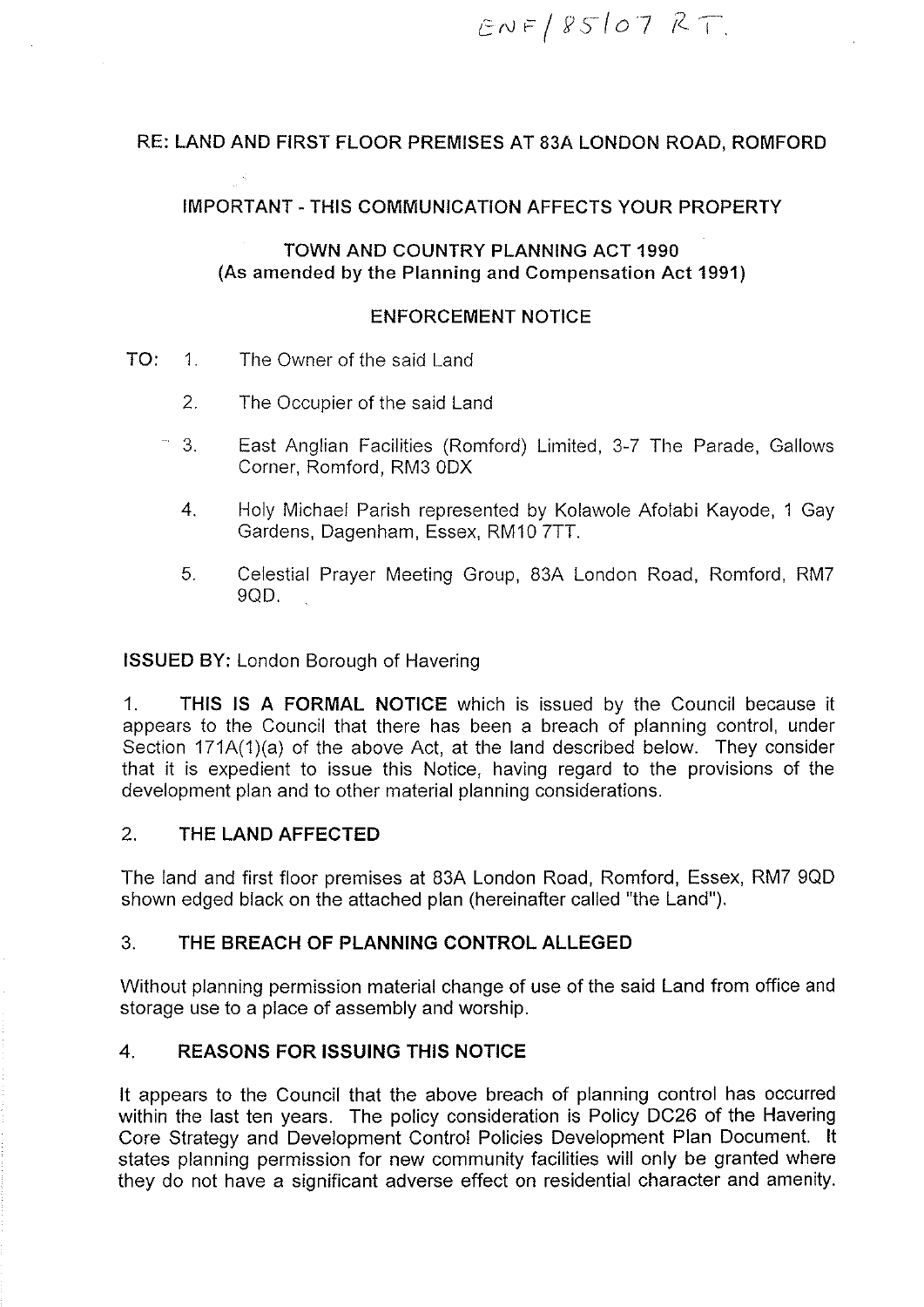ENF/85/07 RT.

RE: LAND AND FIRST FLOOR PREMISES AT 83A LONDON ROAD, ROMFORD

IMPORTANT - THIS COMMUNICATION AFFECTS YOUR PROPERTY

TOWN AND COUNTRY PLANNING ACT 1990
**(As amended by the Planning and Compensation Act 1991)**

ENFORCEMENT NOTICE

TO:
1. The Owner of the said Land
2. The Occupier of the said Land
3. East Anglian Facilities (Romford) Limited, 3-7 The Parade, Gallows Corner, Romford, RM3 0DX
4. Holy Michael Parish represented by Kolawole Afolabi Kayode, 1 Gay Gardens, Dagenham, Essex, RM10 7TT.
5. Celestial Prayer Meeting Group, 83A London Road, Romford, RM7 9QD.

**ISSUED BY:** London Borough of Havering

1. **THIS IS A FORMAL NOTICE** which is issued by the Council because it appears to the Council that there has been a breach of planning control, under Section 171A(1)(a) of the above Act, at the land described below. They consider that it is expedient to issue this Notice, having regard to the provisions of the development plan and to other material planning considerations.

## 2. THE LAND AFFECTED

The land and first floor premises at 83A London Road, Romford, Essex, RM7 9QD shown edged black on the attached plan (hereinafter called "the Land").

## 3. THE BREACH OF PLANNING CONTROL ALLEGED

Without planning permission material change of use of the said Land from office and storage use to a place of assembly and worship.

## 4. REASONS FOR ISSUING THIS NOTICE

It appears to the Council that the above breach of planning control has occurred within the last ten years. The policy consideration is Policy DC26 of the Havering Core Strategy and Development Control Policies Development Plan Document. It states planning permission for new community facilities will only be granted where they do not have a significant adverse effect on residential character and amenity.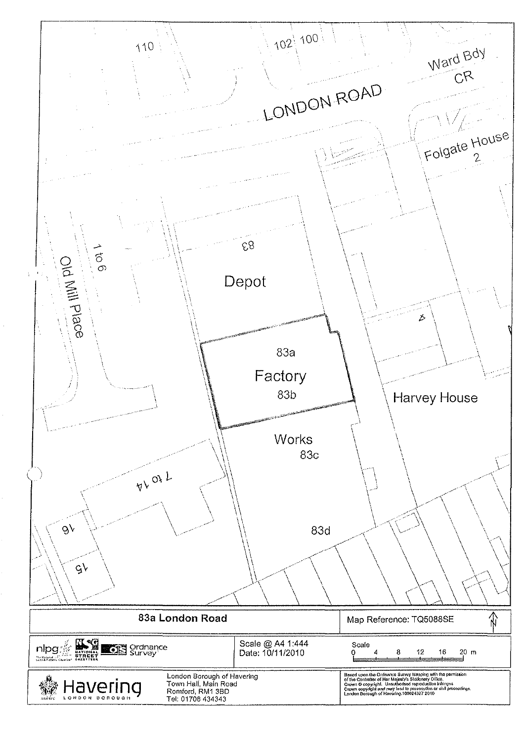110

102 100

Ward Bdy

CR

LONDON ROAD

Folgate House

2

83

Depot

1 to 6

Old Mill Place

83a

Factory

83b

Harvey House

Works

83c

7 to 14

16

15

83d

| 83a London Road | Map Reference: TQ5088SE |
| --- | --- |

nlpg NATIONAL STREET GAZETTEER Ordnance Survey

Scale @ A4 1:444
Date: 10/11/2010

Scale
0 4 8 12 16 20 m

Havering LONDON BOROUGH

London Borough of Havering
Town Hall, Main Road
Romford, RM1 3BD
Tel: 01708 434343

Based upon the Ordnance Survey Mapping with the permission of the Controller of Her Majesty's Stationery Office.
Crown © copyright. Unauthorised reproduction infringes Crown copyright and may lead to prosecution or civil proceedings.
London Borough of Havering.100024327 2010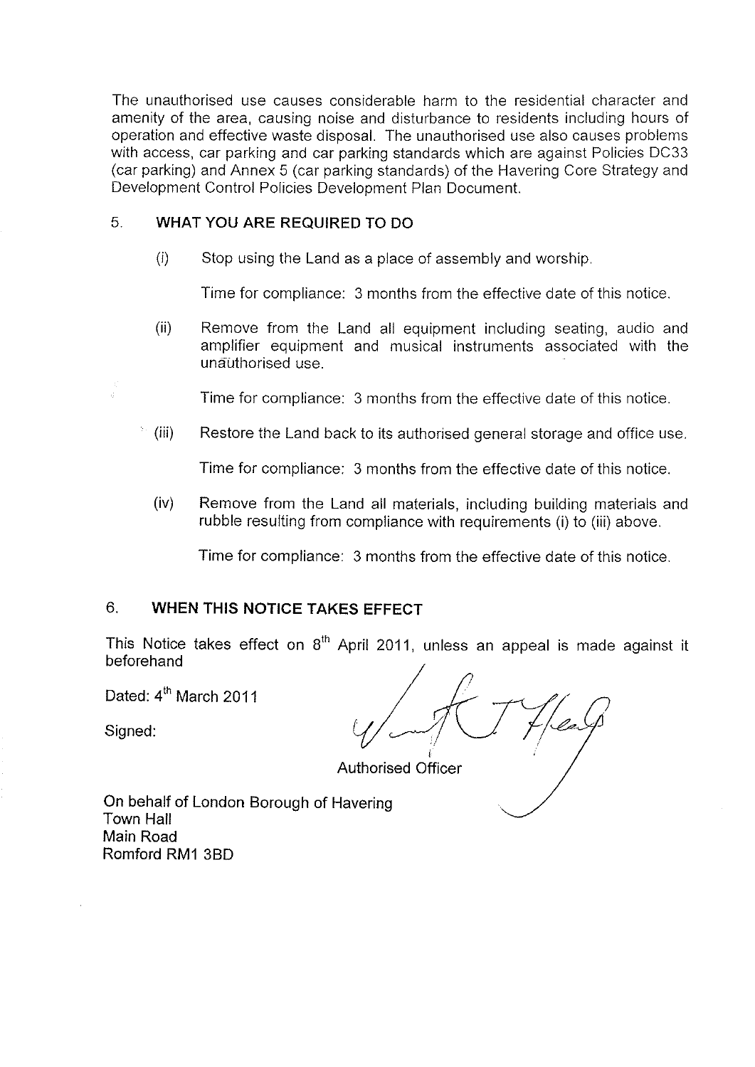The unauthorised use causes considerable harm to the residential character and amenity of the area, causing noise and disturbance to residents including hours of operation and effective waste disposal. The unauthorised use also causes problems with access, car parking and car parking standards which are against Policies DC33 (car parking) and Annex 5 (car parking standards) of the Havering Core Strategy and Development Control Policies Development Plan Document.

## 5. WHAT YOU ARE REQUIRED TO DO

(i) Stop using the Land as a place of assembly and worship.

Time for compliance: 3 months from the effective date of this notice.

(ii) Remove from the Land all equipment including seating, audio and amplifier equipment and musical instruments associated with the unauthorised use.

Time for compliance: 3 months from the effective date of this notice.

(iii) Restore the Land back to its authorised general storage and office use.

Time for compliance: 3 months from the effective date of this notice.

(iv) Remove from the Land all materials, including building materials and rubble resulting from compliance with requirements (i) to (iii) above.

Time for compliance: 3 months from the effective date of this notice.

## 6. WHEN THIS NOTICE TAKES EFFECT

This Notice takes effect on 8th April 2011, unless an appeal is made against it beforehand

Dated: 4th March 2011

Signed:

Authorised Officer

On behalf of London Borough of Havering
Town Hall
Main Road
Romford RM1 3BD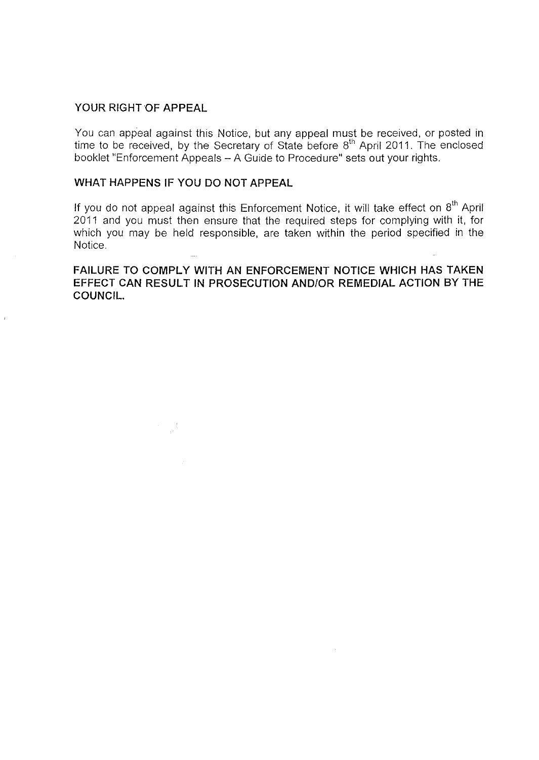## YOUR RIGHT OF APPEAL

You can appeal against this Notice, but any appeal must be received, or posted in time to be received, by the Secretary of State before 8th April 2011. The enclosed booklet "Enforcement Appeals – A Guide to Procedure" sets out your rights.

## WHAT HAPPENS IF YOU DO NOT APPEAL

If you do not appeal against this Enforcement Notice, it will take effect on 8th April 2011 and you must then ensure that the required steps for complying with it, for which you may be held responsible, are taken within the period specified in the Notice.

**FAILURE TO COMPLY WITH AN ENFORCEMENT NOTICE WHICH HAS TAKEN EFFECT CAN RESULT IN PROSECUTION AND/OR REMEDIAL ACTION BY THE COUNCIL.**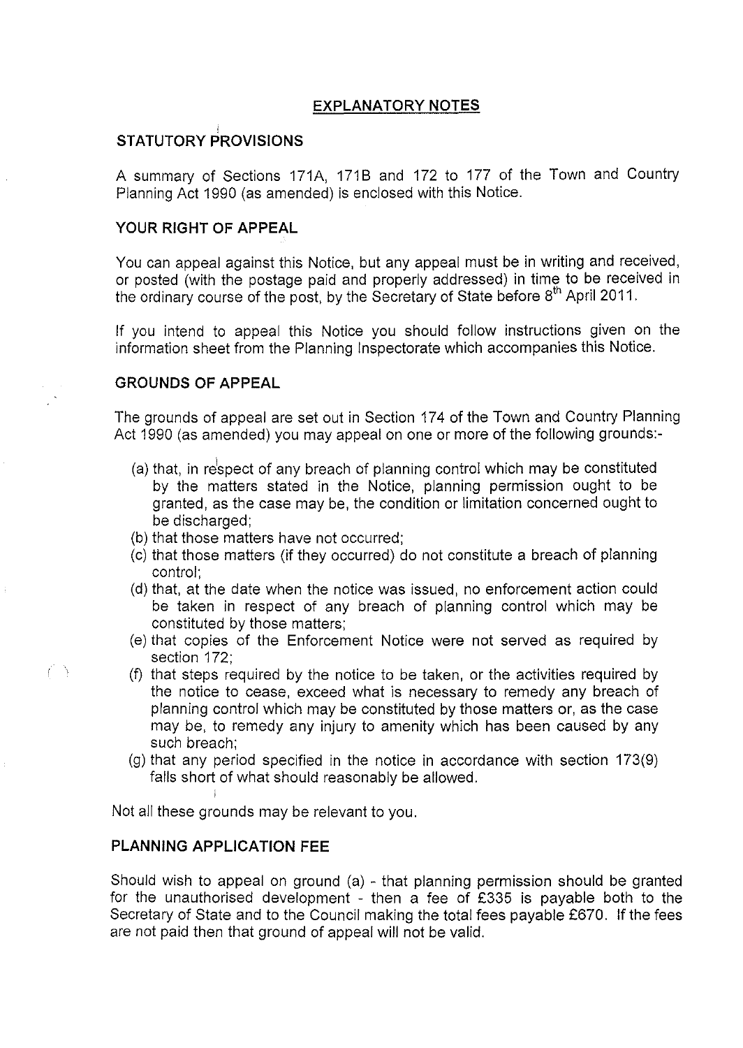## EXPLANATORY NOTES

### STATUTORY PROVISIONS

A summary of Sections 171A, 171B and 172 to 177 of the Town and Country Planning Act 1990 (as amended) is enclosed with this Notice.

### YOUR RIGHT OF APPEAL

You can appeal against this Notice, but any appeal must be in writing and received, or posted (with the postage paid and properly addressed) in time to be received in the ordinary course of the post, by the Secretary of State before 8th April 2011.

If you intend to appeal this Notice you should follow instructions given on the information sheet from the Planning Inspectorate which accompanies this Notice.

### GROUNDS OF APPEAL

The grounds of appeal are set out in Section 174 of the Town and Country Planning Act 1990 (as amended) you may appeal on one or more of the following grounds:-

(a) that, in respect of any breach of planning control which may be constituted by the matters stated in the Notice, planning permission ought to be granted, as the case may be, the condition or limitation concerned ought to be discharged;
(b) that those matters have not occurred;
(c) that those matters (if they occurred) do not constitute a breach of planning control;
(d) that, at the date when the notice was issued, no enforcement action could be taken in respect of any breach of planning control which may be constituted by those matters;
(e) that copies of the Enforcement Notice were not served as required by section 172;
(f) that steps required by the notice to be taken, or the activities required by the notice to cease, exceed what is necessary to remedy any breach of planning control which may be constituted by those matters or, as the case may be, to remedy any injury to amenity which has been caused by any such breach;
(g) that any period specified in the notice in accordance with section 173(9) falls short of what should reasonably be allowed.

Not all these grounds may be relevant to you.

### PLANNING APPLICATION FEE

Should wish to appeal on ground (a) - that planning permission should be granted for the unauthorised development - then a fee of £335 is payable both to the Secretary of State and to the Council making the total fees payable £670. If the fees are not paid then that ground of appeal will not be valid.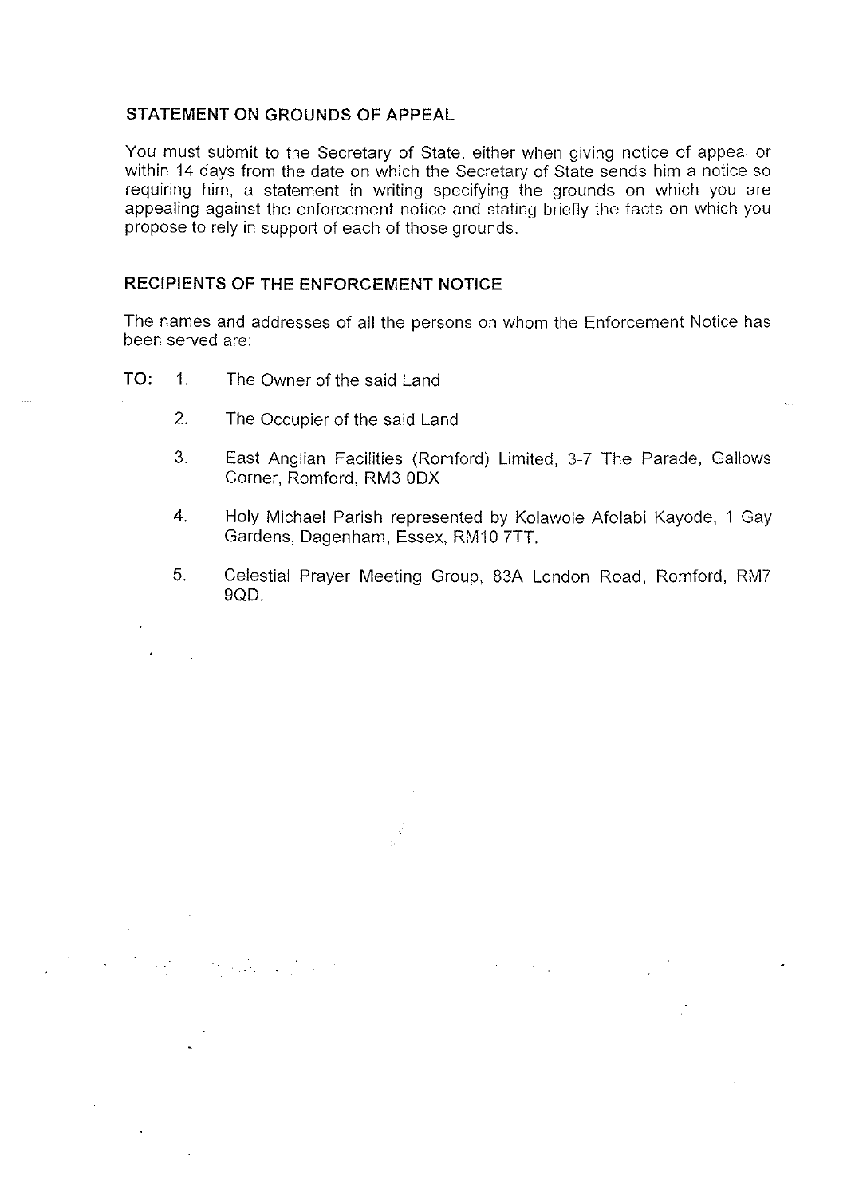## STATEMENT ON GROUNDS OF APPEAL

You must submit to the Secretary of State, either when giving notice of appeal or within 14 days from the date on which the Secretary of State sends him a notice so requiring him, a statement in writing specifying the grounds on which you are appealing against the enforcement notice and stating briefly the facts on which you propose to rely in support of each of those grounds.

## RECIPIENTS OF THE ENFORCEMENT NOTICE

The names and addresses of all the persons on whom the Enforcement Notice has been served are:

**TO:**

1. The Owner of the said Land
2. The Occupier of the said Land
3. East Anglian Facilities (Romford) Limited, 3-7 The Parade, Gallows Corner, Romford, RM3 0DX
4. Holy Michael Parish represented by Kolawole Afolabi Kayode, 1 Gay Gardens, Dagenham, Essex, RM10 7TT.
5. Celestial Prayer Meeting Group, 83A London Road, Romford, RM7 9QD.